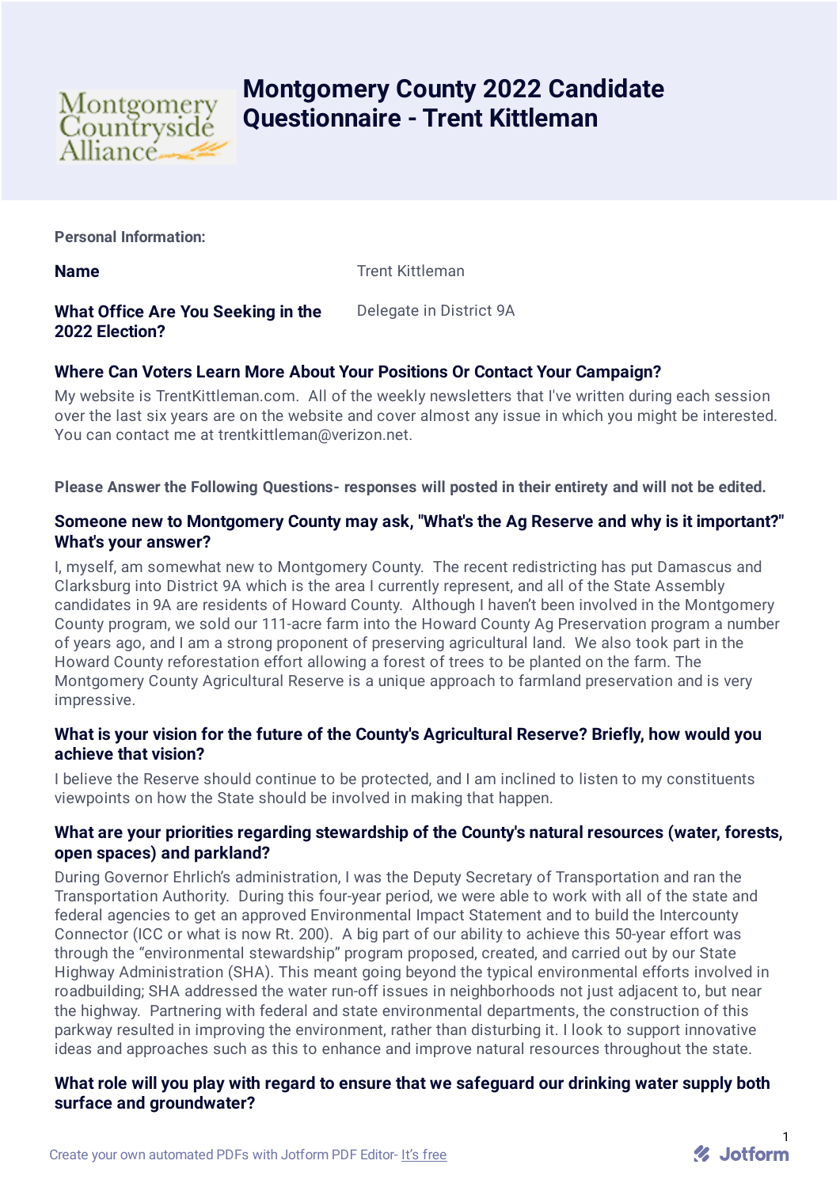# Montgomery County 2022 Candidate Questionnaire - Trent Kittleman

**Personal Information:**

**Name**

Trent Kittleman

**What Office Are You Seeking in the 2022 Election?**

Delegate in District 9A

### Where Can Voters Learn More About Your Positions Or Contact Your Campaign?

My website is TrentKittleman.com. All of the weekly newsletters that I've written during each session over the last six years are on the website and cover almost any issue in which you might be interested. You can contact me at trentkittleman@verizon.net.

**Please Answer the Following Questions- responses will posted in their entirety and will not be edited.**

### Someone new to Montgomery County may ask, "What's the Ag Reserve and why is it important?" What's your answer?

I, myself, am somewhat new to Montgomery County. The recent redistricting has put Damascus and Clarksburg into District 9A which is the area I currently represent, and all of the State Assembly candidates in 9A are residents of Howard County. Although I haven't been involved in the Montgomery County program, we sold our 111-acre farm into the Howard County Ag Preservation program a number of years ago, and I am a strong proponent of preserving agricultural land. We also took part in the Howard County reforestation effort allowing a forest of trees to be planted on the farm. The Montgomery County Agricultural Reserve is a unique approach to farmland preservation and is very impressive.

### What is your vision for the future of the County's Agricultural Reserve? Briefly, how would you achieve that vision?

I believe the Reserve should continue to be protected, and I am inclined to listen to my constituents viewpoints on how the State should be involved in making that happen.

### What are your priorities regarding stewardship of the County's natural resources (water, forests, open spaces) and parkland?

During Governor Ehrlich's administration, I was the Deputy Secretary of Transportation and ran the Transportation Authority. During this four-year period, we were able to work with all of the state and federal agencies to get an approved Environmental Impact Statement and to build the Intercounty Connector (ICC or what is now Rt. 200). A big part of our ability to achieve this 50-year effort was through the "environmental stewardship" program proposed, created, and carried out by our State Highway Administration (SHA). This meant going beyond the typical environmental efforts involved in roadbuilding; SHA addressed the water run-off issues in neighborhoods not just adjacent to, but near the highway. Partnering with federal and state environmental departments, the construction of this parkway resulted in improving the environment, rather than disturbing it. I look to support innovative ideas and approaches such as this to enhance and improve natural resources throughout the state.

### What role will you play with regard to ensure that we safeguard our drinking water supply both surface and groundwater?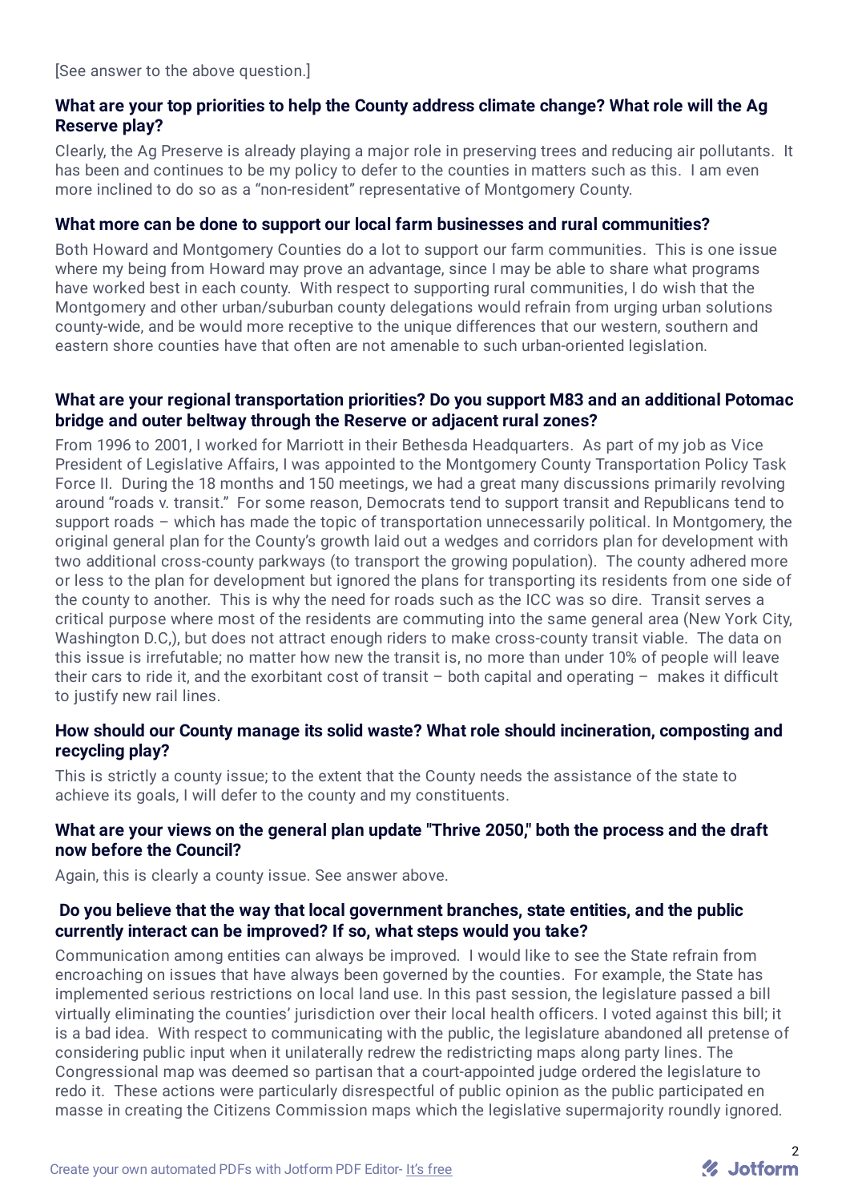[See answer to the above question.]

**What are your top priorities to help the County address climate change? What role will the Ag Reserve play?**

Clearly, the Ag Preserve is already playing a major role in preserving trees and reducing air pollutants. It has been and continues to be my policy to defer to the counties in matters such as this. I am even more inclined to do so as a "non-resident" representative of Montgomery County.

**What more can be done to support our local farm businesses and rural communities?**

Both Howard and Montgomery Counties do a lot to support our farm communities. This is one issue where my being from Howard may prove an advantage, since I may be able to share what programs have worked best in each county. With respect to supporting rural communities, I do wish that the Montgomery and other urban/suburban county delegations would refrain from urging urban solutions county-wide, and be would more receptive to the unique differences that our western, southern and eastern shore counties have that often are not amenable to such urban-oriented legislation.

**What are your regional transportation priorities? Do you support M83 and an additional Potomac bridge and outer beltway through the Reserve or adjacent rural zones?**

From 1996 to 2001, I worked for Marriott in their Bethesda Headquarters. As part of my job as Vice President of Legislative Affairs, I was appointed to the Montgomery County Transportation Policy Task Force II. During the 18 months and 150 meetings, we had a great many discussions primarily revolving around "roads v. transit." For some reason, Democrats tend to support transit and Republicans tend to support roads – which has made the topic of transportation unnecessarily political. In Montgomery, the original general plan for the County's growth laid out a wedges and corridors plan for development with two additional cross-county parkways (to transport the growing population). The county adhered more or less to the plan for development but ignored the plans for transporting its residents from one side of the county to another. This is why the need for roads such as the ICC was so dire. Transit serves a critical purpose where most of the residents are commuting into the same general area (New York City, Washington D.C,), but does not attract enough riders to make cross-county transit viable. The data on this issue is irrefutable; no matter how new the transit is, no more than under 10% of people will leave their cars to ride it, and the exorbitant cost of transit – both capital and operating – makes it difficult to justify new rail lines.

**How should our County manage its solid waste? What role should incineration, composting and recycling play?**

This is strictly a county issue; to the extent that the County needs the assistance of the state to achieve its goals, I will defer to the county and my constituents.

**What are your views on the general plan update "Thrive 2050," both the process and the draft now before the Council?**

Again, this is clearly a county issue. See answer above.

**Do you believe that the way that local government branches, state entities, and the public currently interact can be improved? If so, what steps would you take?**

Communication among entities can always be improved. I would like to see the State refrain from encroaching on issues that have always been governed by the counties. For example, the State has implemented serious restrictions on local land use. In this past session, the legislature passed a bill virtually eliminating the counties' jurisdiction over their local health officers. I voted against this bill; it is a bad idea. With respect to communicating with the public, the legislature abandoned all pretense of considering public input when it unilaterally redrew the redistricting maps along party lines. The Congressional map was deemed so partisan that a court-appointed judge ordered the legislature to redo it. These actions were particularly disrespectful of public opinion as the public participated en masse in creating the Citizens Commission maps which the legislative supermajority roundly ignored.